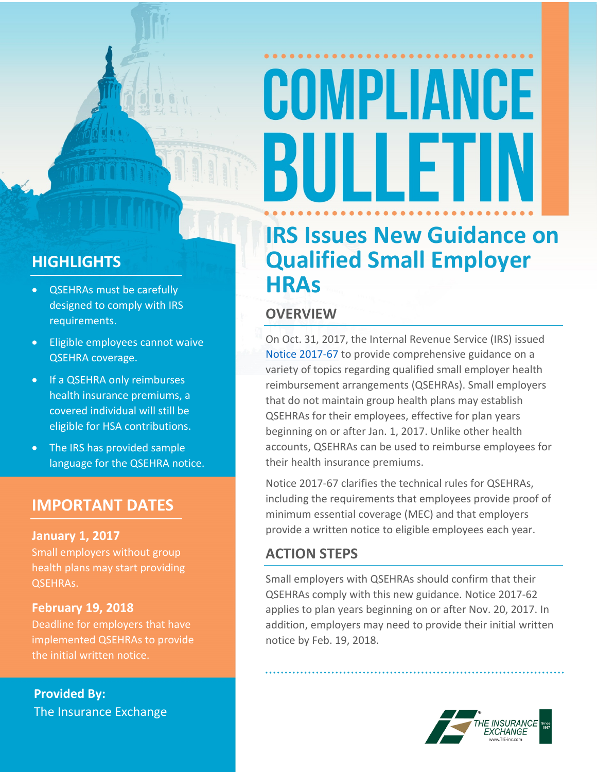# COMPLIANCE BULLETIN

## IRS Issues New Guidance on Qualified Small Employer HRAs

### OVERVIEW

On Oct. 31, 2017, the Internal Revenue Service (IRS) issued Notice 2017-67 to provide comprehensive guidance on a variety of topics regarding qualified small employer health reimbursement arrangements (QSEHRAs). Small employers that do not maintain group health plans may establish QSEHRAs for their employees, effective for plan years beginning on or after Jan. 1, 2017. Unlike other health accounts, QSEHRAs can be used to reimburse employees for their health insurance premiums.

Notice 2017-67 clarifies the technical rules for QSEHRAs, including the requirements that employees provide proof of minimum essential coverage (MEC) and that employers provide a written notice to eligible employees each year.

### ACTION STEPS

Small employers with QSEHRAs should confirm that their QSEHRAs comply with this new guidance. Notice 2017-62 applies to plan years beginning on or after Nov. 20, 2017. In addition, employers may need to provide their initial written notice by Feb. 19, 2018.

### HIGHLIGHTS

- QSEHRAs must be carefully designed to comply with IRS requirements.
- Eligible employees cannot waive QSEHRA coverage.
- If a QSEHRA only reimburses health insurance premiums, a covered individual will still be eligible for HSA contributions.
- The IRS has provided sample language for the QSEHRA notice.

### IMPORTANT DATES

**January 1, 2017**
Small employers without group health plans may start providing QSEHRAs.

**February 19, 2018**
Deadline for employers that have implemented QSEHRAs to provide the initial written notice.

**Provided By:**
The Insurance Exchange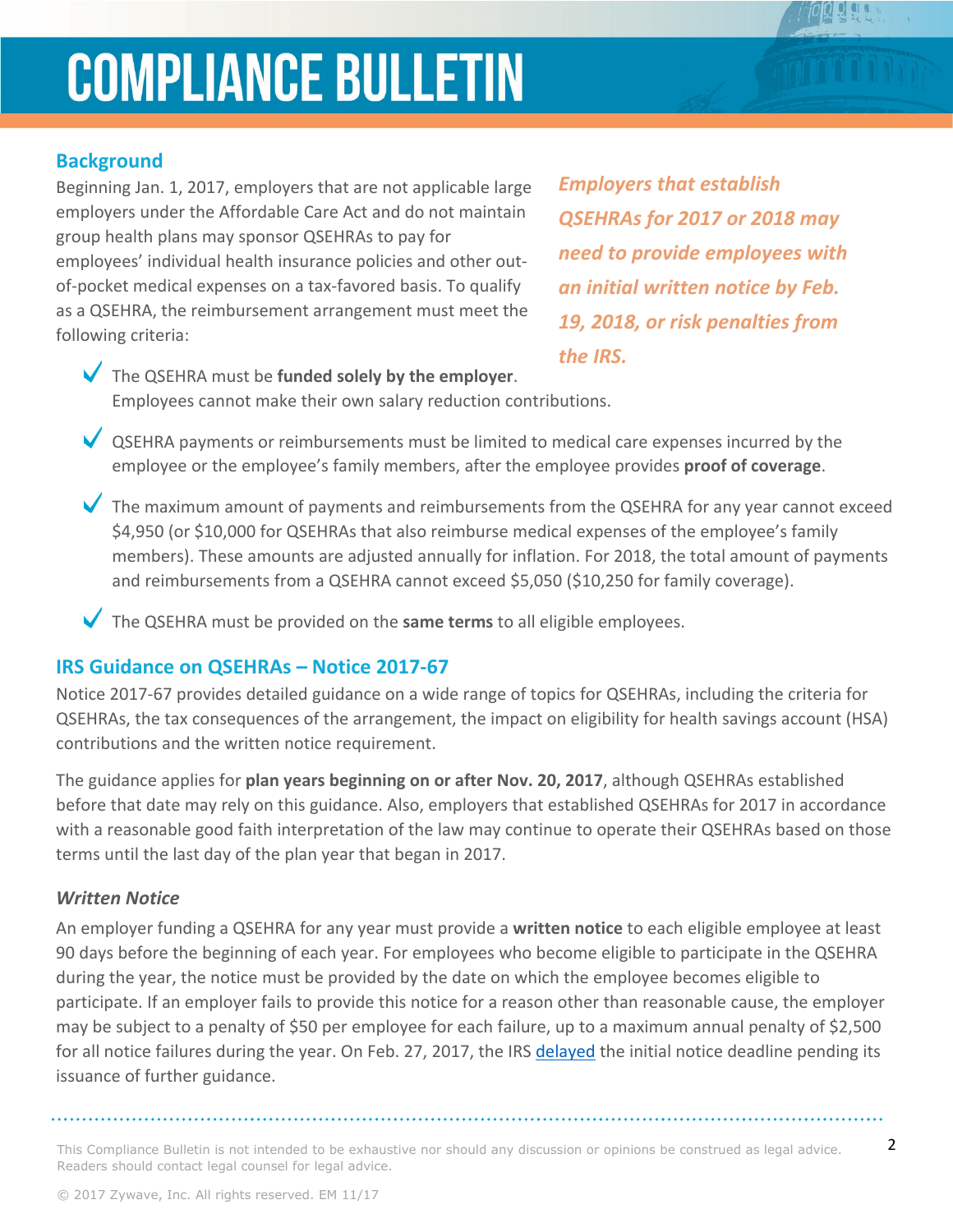# COMPLIANCE BULLETIN

## Background

Beginning Jan. 1, 2017, employers that are not applicable large employers under the Affordable Care Act and do not maintain group health plans may sponsor QSEHRAs to pay for employees' individual health insurance policies and other out-of-pocket medical expenses on a tax-favored basis. To qualify as a QSEHRA, the reimbursement arrangement must meet the following criteria:

*Employers that establish QSEHRAs for 2017 or 2018 may need to provide employees with an initial written notice by Feb. 19, 2018, or risk penalties from the IRS.*

- The QSEHRA must be **funded solely by the employer**. Employees cannot make their own salary reduction contributions.
- QSEHRA payments or reimbursements must be limited to medical care expenses incurred by the employee or the employee's family members, after the employee provides **proof of coverage**.
- The maximum amount of payments and reimbursements from the QSEHRA for any year cannot exceed $4,950 (or $10,000 for QSEHRAs that also reimburse medical expenses of the employee's family members). These amounts are adjusted annually for inflation. For 2018, the total amount of payments and reimbursements from a QSEHRA cannot exceed $5,050 ($10,250 for family coverage).
- The QSEHRA must be provided on the **same terms** to all eligible employees.

## IRS Guidance on QSEHRAs – Notice 2017-67

Notice 2017-67 provides detailed guidance on a wide range of topics for QSEHRAs, including the criteria for QSEHRAs, the tax consequences of the arrangement, the impact on eligibility for health savings account (HSA) contributions and the written notice requirement.

The guidance applies for **plan years beginning on or after Nov. 20, 2017**, although QSEHRAs established before that date may rely on this guidance. Also, employers that established QSEHRAs for 2017 in accordance with a reasonable good faith interpretation of the law may continue to operate their QSEHRAs based on those terms until the last day of the plan year that began in 2017.

### *Written Notice*

An employer funding a QSEHRA for any year must provide a **written notice** to each eligible employee at least 90 days before the beginning of each year. For employees who become eligible to participate in the QSEHRA during the year, the notice must be provided by the date on which the employee becomes eligible to participate. If an employer fails to provide this notice for a reason other than reasonable cause, the employer may be subject to a penalty of $50 per employee for each failure, up to a maximum annual penalty of $2,500 for all notice failures during the year. On Feb. 27, 2017, the IRS delayed the initial notice deadline pending its issuance of further guidance.

This Compliance Bulletin is not intended to be exhaustive nor should any discussion or opinions be construed as legal advice. Readers should contact legal counsel for legal advice.

© 2017 Zywave, Inc. All rights reserved. EM 11/17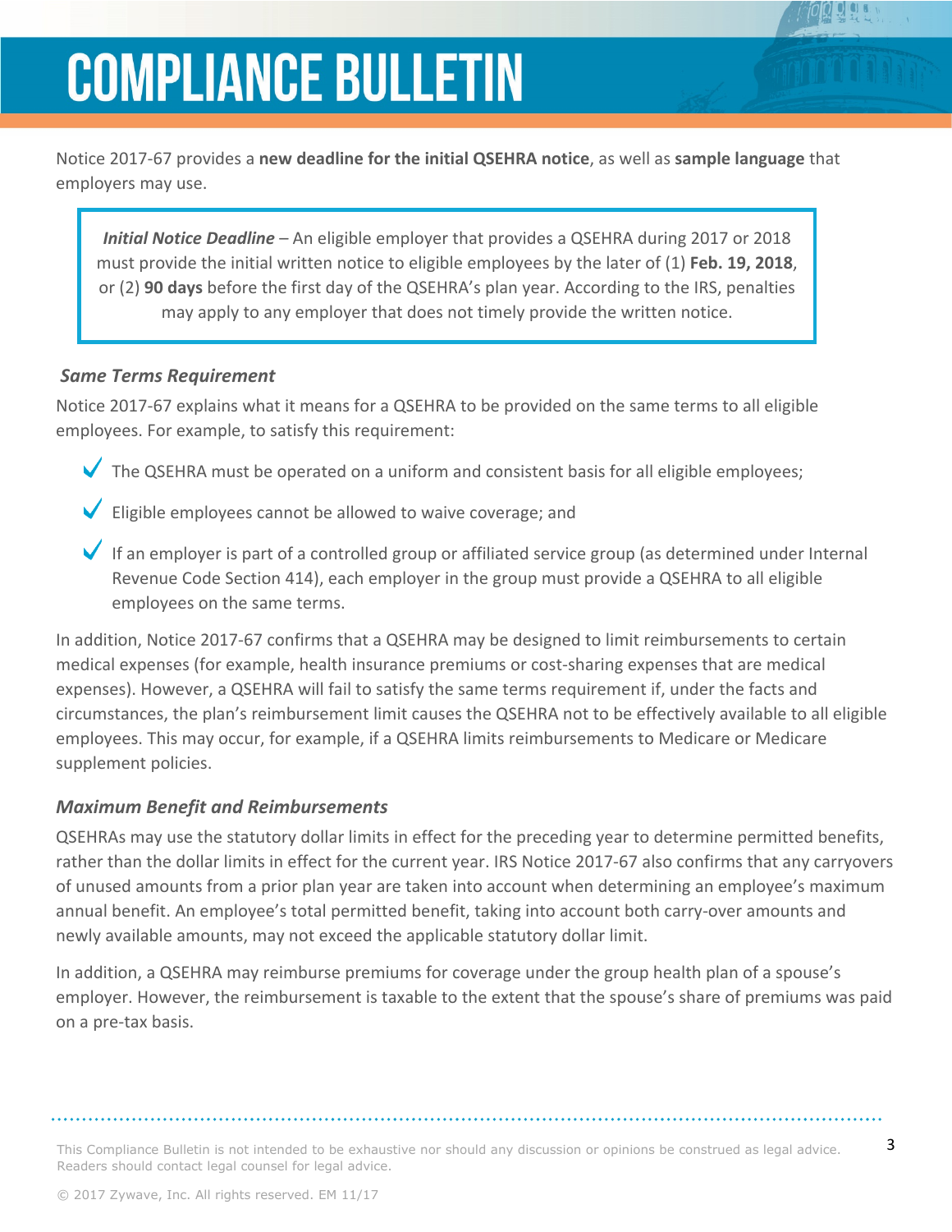# COMPLIANCE BULLETIN

Notice 2017-67 provides a **new deadline for the initial QSEHRA notice**, as well as **sample language** that employers may use.

> ***Initial Notice Deadline*** – An eligible employer that provides a QSEHRA during 2017 or 2018 must provide the initial written notice to eligible employees by the later of (1) **Feb. 19, 2018**, or (2) **90 days** before the first day of the QSEHRA's plan year. According to the IRS, penalties may apply to any employer that does not timely provide the written notice.

### *Same Terms Requirement*

Notice 2017-67 explains what it means for a QSEHRA to be provided on the same terms to all eligible employees. For example, to satisfy this requirement:

- ✓ The QSEHRA must be operated on a uniform and consistent basis for all eligible employees;
- ✓ Eligible employees cannot be allowed to waive coverage; and
- ✓ If an employer is part of a controlled group or affiliated service group (as determined under Internal Revenue Code Section 414), each employer in the group must provide a QSEHRA to all eligible employees on the same terms.

In addition, Notice 2017-67 confirms that a QSEHRA may be designed to limit reimbursements to certain medical expenses (for example, health insurance premiums or cost-sharing expenses that are medical expenses). However, a QSEHRA will fail to satisfy the same terms requirement if, under the facts and circumstances, the plan's reimbursement limit causes the QSEHRA not to be effectively available to all eligible employees. This may occur, for example, if a QSEHRA limits reimbursements to Medicare or Medicare supplement policies.

### *Maximum Benefit and Reimbursements*

QSEHRAs may use the statutory dollar limits in effect for the preceding year to determine permitted benefits, rather than the dollar limits in effect for the current year. IRS Notice 2017-67 also confirms that any carryovers of unused amounts from a prior plan year are taken into account when determining an employee's maximum annual benefit. An employee's total permitted benefit, taking into account both carry-over amounts and newly available amounts, may not exceed the applicable statutory dollar limit.

In addition, a QSEHRA may reimburse premiums for coverage under the group health plan of a spouse's employer. However, the reimbursement is taxable to the extent that the spouse's share of premiums was paid on a pre-tax basis.

This Compliance Bulletin is not intended to be exhaustive nor should any discussion or opinions be construed as legal advice. Readers should contact legal counsel for legal advice.

© 2017 Zywave, Inc. All rights reserved. EM 11/17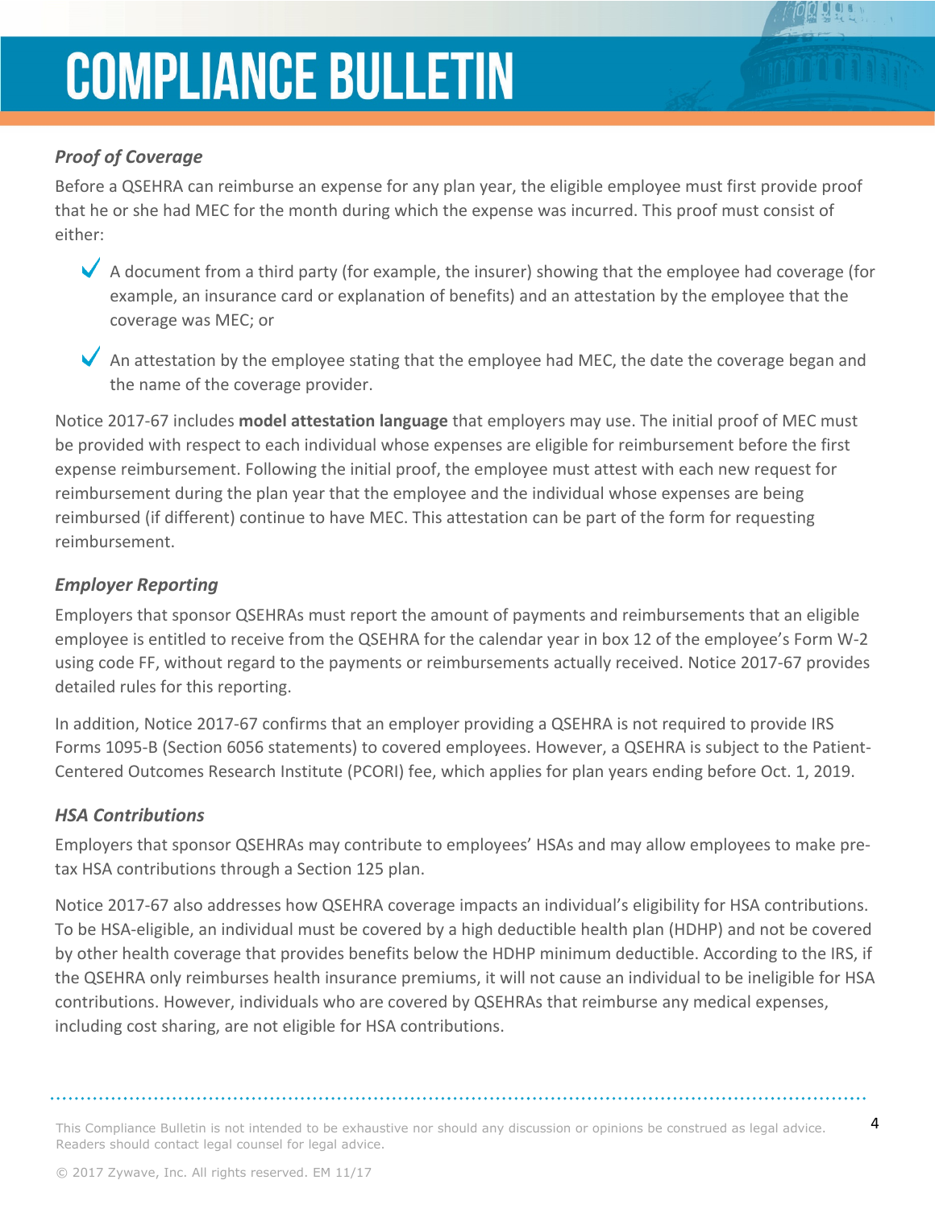### *Proof of Coverage*

Before a QSEHRA can reimburse an expense for any plan year, the eligible employee must first provide proof that he or she had MEC for the month during which the expense was incurred. This proof must consist of either:

- A document from a third party (for example, the insurer) showing that the employee had coverage (for example, an insurance card or explanation of benefits) and an attestation by the employee that the coverage was MEC; or
- An attestation by the employee stating that the employee had MEC, the date the coverage began and the name of the coverage provider.

Notice 2017-67 includes **model attestation language** that employers may use. The initial proof of MEC must be provided with respect to each individual whose expenses are eligible for reimbursement before the first expense reimbursement. Following the initial proof, the employee must attest with each new request for reimbursement during the plan year that the employee and the individual whose expenses are being reimbursed (if different) continue to have MEC. This attestation can be part of the form for requesting reimbursement.

### *Employer Reporting*

Employers that sponsor QSEHRAs must report the amount of payments and reimbursements that an eligible employee is entitled to receive from the QSEHRA for the calendar year in box 12 of the employee's Form W-2 using code FF, without regard to the payments or reimbursements actually received. Notice 2017-67 provides detailed rules for this reporting.

In addition, Notice 2017-67 confirms that an employer providing a QSEHRA is not required to provide IRS Forms 1095-B (Section 6056 statements) to covered employees. However, a QSEHRA is subject to the Patient-Centered Outcomes Research Institute (PCORI) fee, which applies for plan years ending before Oct. 1, 2019.

### *HSA Contributions*

Employers that sponsor QSEHRAs may contribute to employees' HSAs and may allow employees to make pre-tax HSA contributions through a Section 125 plan.

Notice 2017-67 also addresses how QSEHRA coverage impacts an individual's eligibility for HSA contributions. To be HSA-eligible, an individual must be covered by a high deductible health plan (HDHP) and not be covered by other health coverage that provides benefits below the HDHP minimum deductible. According to the IRS, if the QSEHRA only reimburses health insurance premiums, it will not cause an individual to be ineligible for HSA contributions. However, individuals who are covered by QSEHRAs that reimburse any medical expenses, including cost sharing, are not eligible for HSA contributions.

This Compliance Bulletin is not intended to be exhaustive nor should any discussion or opinions be construed as legal advice. Readers should contact legal counsel for legal advice.

© 2017 Zywave, Inc. All rights reserved. EM 11/17